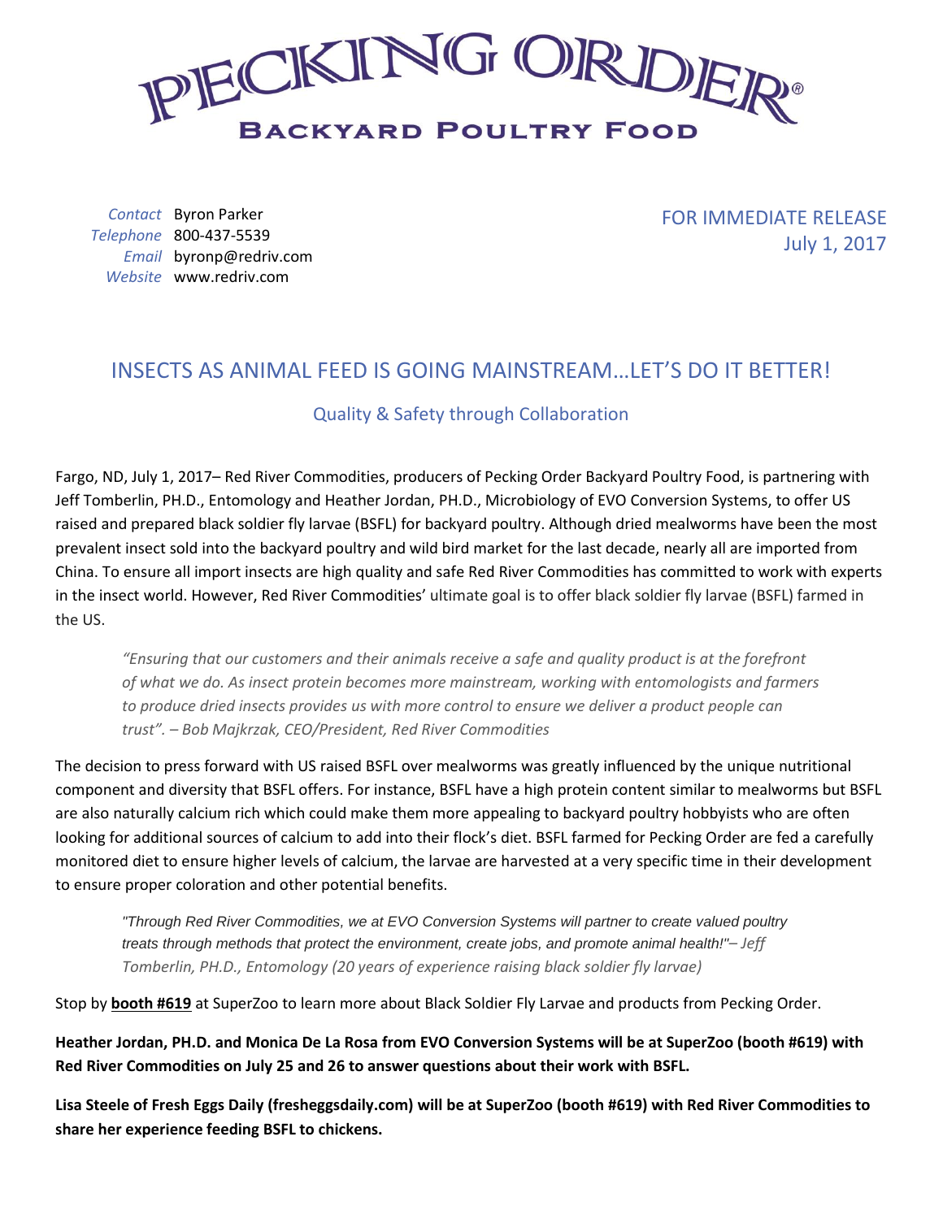# PECKING ORDER®

**BACKYARD POULTRY FOOD**

*Contact* Byron Parker
*Telephone* 800-437-5539
*Email* byronp@redriv.com
*Website* www.redriv.com

FOR IMMEDIATE RELEASE
July 1, 2017

## INSECTS AS ANIMAL FEED IS GOING MAINSTREAM…LET'S DO IT BETTER!

### Quality & Safety through Collaboration

Fargo, ND, July 1, 2017– Red River Commodities, producers of Pecking Order Backyard Poultry Food, is partnering with Jeff Tomberlin, PH.D., Entomology and Heather Jordan, PH.D., Microbiology of EVO Conversion Systems, to offer US raised and prepared black soldier fly larvae (BSFL) for backyard poultry. Although dried mealworms have been the most prevalent insect sold into the backyard poultry and wild bird market for the last decade, nearly all are imported from China. To ensure all import insects are high quality and safe Red River Commodities has committed to work with experts in the insect world. However, Red River Commodities' ultimate goal is to offer black soldier fly larvae (BSFL) farmed in the US.

> *"Ensuring that our customers and their animals receive a safe and quality product is at the forefront of what we do. As insect protein becomes more mainstream, working with entomologists and farmers to produce dried insects provides us with more control to ensure we deliver a product people can trust". – Bob Majkrzak, CEO/President, Red River Commodities*

The decision to press forward with US raised BSFL over mealworms was greatly influenced by the unique nutritional component and diversity that BSFL offers. For instance, BSFL have a high protein content similar to mealworms but BSFL are also naturally calcium rich which could make them more appealing to backyard poultry hobbyists who are often looking for additional sources of calcium to add into their flock's diet. BSFL farmed for Pecking Order are fed a carefully monitored diet to ensure higher levels of calcium, the larvae are harvested at a very specific time in their development to ensure proper coloration and other potential benefits.

> *"Through Red River Commodities, we at EVO Conversion Systems will partner to create valued poultry treats through methods that protect the environment, create jobs, and promote animal health!"– Jeff Tomberlin, PH.D., Entomology (20 years of experience raising black soldier fly larvae)*

Stop by **booth #619** at SuperZoo to learn more about Black Soldier Fly Larvae and products from Pecking Order.

**Heather Jordan, PH.D. and Monica De La Rosa from EVO Conversion Systems will be at SuperZoo (booth #619) with Red River Commodities on July 25 and 26 to answer questions about their work with BSFL.**

**Lisa Steele of Fresh Eggs Daily (fresheggsdaily.com) will be at SuperZoo (booth #619) with Red River Commodities to share her experience feeding BSFL to chickens.**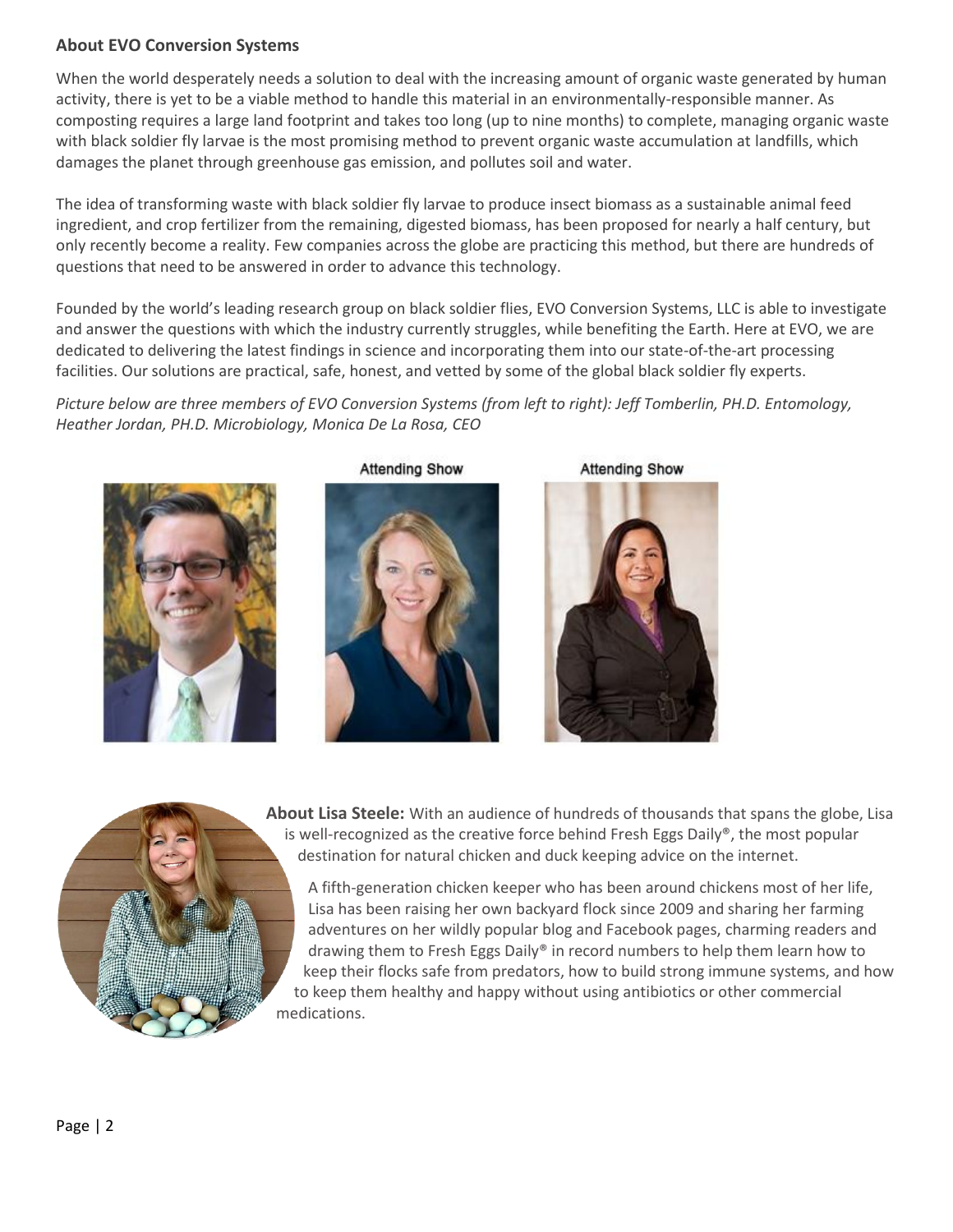### About EVO Conversion Systems

When the world desperately needs a solution to deal with the increasing amount of organic waste generated by human activity, there is yet to be a viable method to handle this material in an environmentally-responsible manner. As composting requires a large land footprint and takes too long (up to nine months) to complete, managing organic waste with black soldier fly larvae is the most promising method to prevent organic waste accumulation at landfills, which damages the planet through greenhouse gas emission, and pollutes soil and water.

The idea of transforming waste with black soldier fly larvae to produce insect biomass as a sustainable animal feed ingredient, and crop fertilizer from the remaining, digested biomass, has been proposed for nearly a half century, but only recently become a reality. Few companies across the globe are practicing this method, but there are hundreds of questions that need to be answered in order to advance this technology.

Founded by the world's leading research group on black soldier flies, EVO Conversion Systems, LLC is able to investigate and answer the questions with which the industry currently struggles, while benefiting the Earth. Here at EVO, we are dedicated to delivering the latest findings in science and incorporating them into our state-of-the-art processing facilities. Our solutions are practical, safe, honest, and vetted by some of the global black soldier fly experts.

*Picture below are three members of EVO Conversion Systems (from left to right): Jeff Tomberlin, PH.D. Entomology, Heather Jordan, PH.D. Microbiology, Monica De La Rosa, CEO*

Attending Show

Attending Show

**About Lisa Steele:** With an audience of hundreds of thousands that spans the globe, Lisa is well-recognized as the creative force behind Fresh Eggs Daily®, the most popular destination for natural chicken and duck keeping advice on the internet.

A fifth-generation chicken keeper who has been around chickens most of her life, Lisa has been raising her own backyard flock since 2009 and sharing her farming adventures on her wildly popular blog and Facebook pages, charming readers and drawing them to Fresh Eggs Daily® in record numbers to help them learn how to keep their flocks safe from predators, how to build strong immune systems, and how to keep them healthy and happy without using antibiotics or other commercial medications.